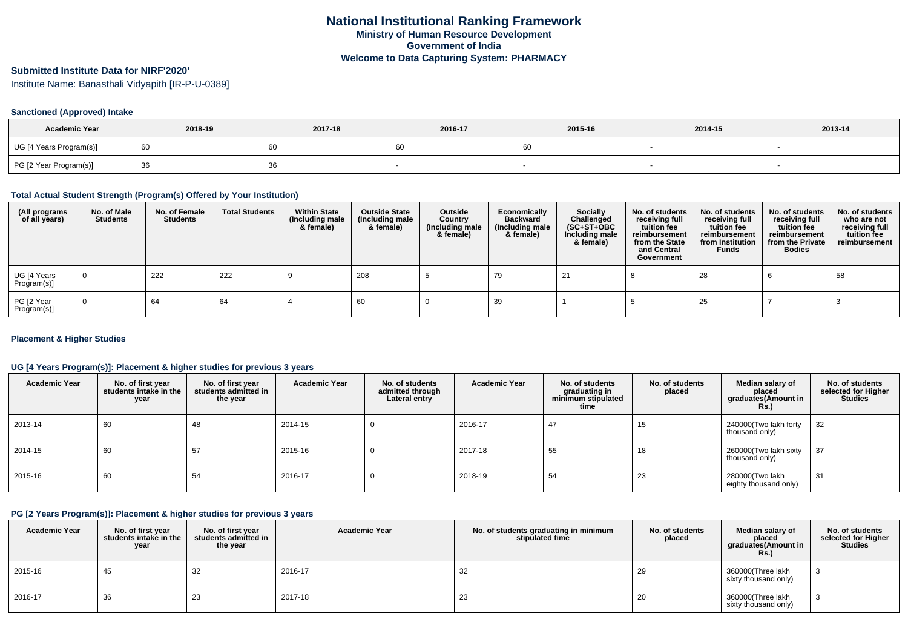# National Institutional Ranking Framework
## Ministry of Human Resource Development
## Government of India
## Welcome to Data Capturing System: PHARMACY

### Submitted Institute Data for NIRF'2020'

Institute Name: Banasthali Vidyapith [IR-P-U-0389]

#### Sanctioned (Approved) Intake

| Academic Year | 2018-19 | 2017-18 | 2016-17 | 2015-16 | 2014-15 | 2013-14 |
|---|---|---|---|---|---|---|
| UG [4 Years Program(s)] | 60 | 60 | 60 | 60 | - | - |
| PG [2 Year Program(s)] | 36 | 36 | - | - | - | - |

#### Total Actual Student Strength (Program(s) Offered by Your Institution)

| (All programs of all years) | No. of Male Students | No. of Female Students | Total Students | Within State (Including male & female) | Outside State (Including male & female) | Outside Country (Including male & female) | Economically Backward (Including male & female) | Socially Challenged (SC+ST+OBC Including male & female) | No. of students receiving full tuition fee reimbursement from the State and Central Government | No. of students receiving full tuition fee reimbursement from Institution Funds | No. of students receiving full tuition fee reimbursement from the Private Bodies | No. of students who are not receiving full tuition fee reimbursement |
|---|---|---|---|---|---|---|---|---|---|---|---|---|
| UG [4 Years Program(s)] | 0 | 222 | 222 | 9 | 208 | 5 | 79 | 21 | 8 | 28 | 6 | 58 |
| PG [2 Year Program(s)] | 0 | 64 | 64 | 4 | 60 | 0 | 39 | 1 | 5 | 25 | 7 | 3 |

#### Placement & Higher Studies

#### UG [4 Years Program(s)]: Placement & higher studies for previous 3 years

| Academic Year | No. of first year students intake in the year | No. of first year students admitted in the year | Academic Year | No. of students admitted through Lateral entry | Academic Year | No. of students graduating in minimum stipulated time | No. of students placed | Median salary of placed graduates(Amount in Rs.) | No. of students selected for Higher Studies |
|---|---|---|---|---|---|---|---|---|---|
| 2013-14 | 60 | 48 | 2014-15 | 0 | 2016-17 | 47 | 15 | 240000(Two lakh forty thousand only) | 32 |
| 2014-15 | 60 | 57 | 2015-16 | 0 | 2017-18 | 55 | 18 | 260000(Two lakh sixty thousand only) | 37 |
| 2015-16 | 60 | 54 | 2016-17 | 0 | 2018-19 | 54 | 23 | 280000(Two lakh eighty thousand only) | 31 |

#### PG [2 Years Program(s)]: Placement & higher studies for previous 3 years

| Academic Year | No. of first year students intake in the year | No. of first year students admitted in the year | Academic Year | No. of students graduating in minimum stipulated time | No. of students placed | Median salary of placed graduates(Amount in Rs.) | No. of students selected for Higher Studies |
|---|---|---|---|---|---|---|---|
| 2015-16 | 45 | 32 | 2016-17 | 32 | 29 | 360000(Three lakh sixty thousand only) | 3 |
| 2016-17 | 36 | 23 | 2017-18 | 23 | 20 | 360000(Three lakh sixty thousand only) | 3 |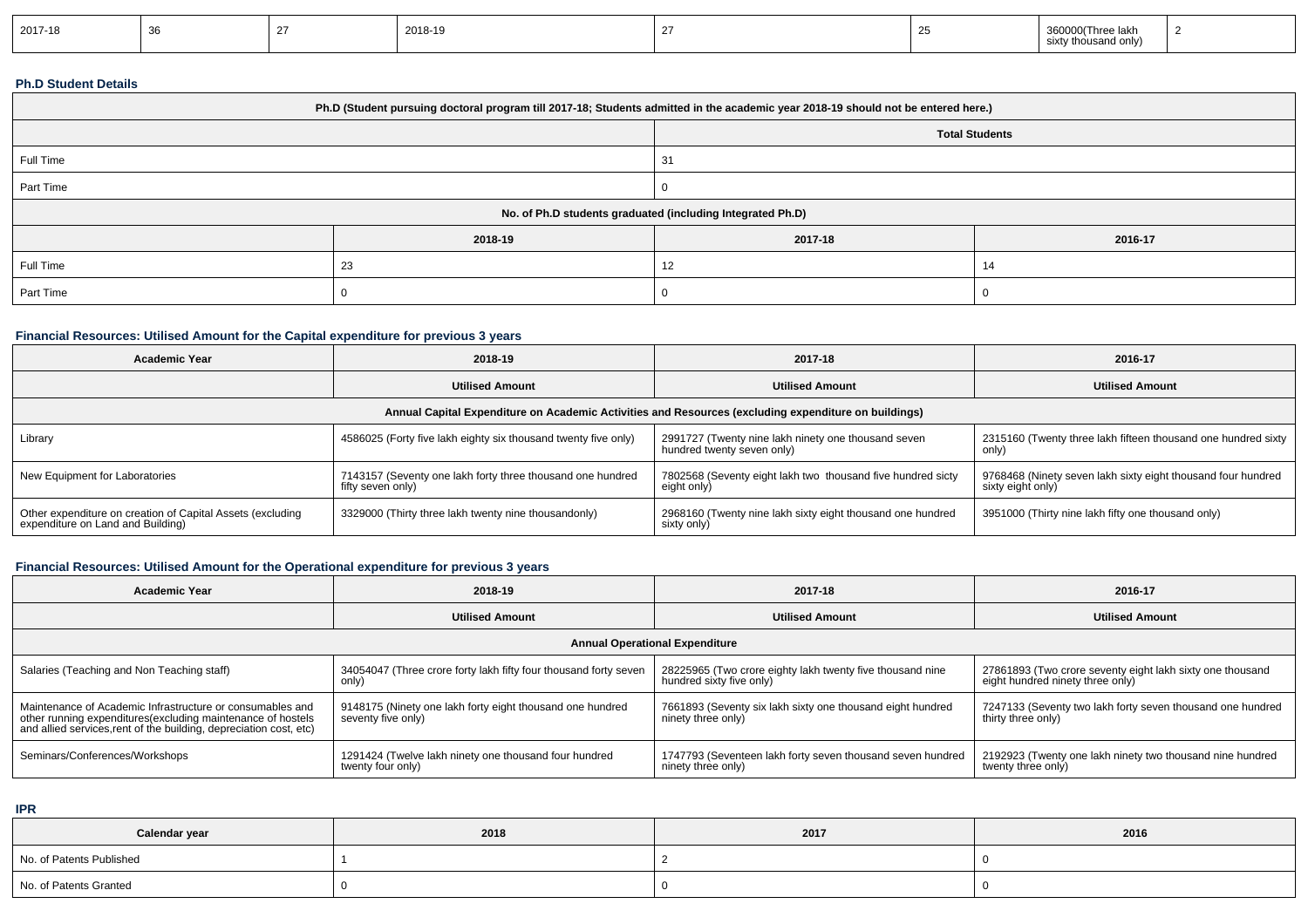| 2017-18 | 36 | 27 | 2018-19 | 27 | 25 | 360000(Three lakh sixty thousand only) | 2 |
|---|---|---|---|---|---|---|---|

### Ph.D Student Details

| Ph.D (Student pursuing doctoral program till 2017-18; Students admitted in the academic year 2018-19 should not be entered here.) | | |
|---|---|---|
| | Total Students | |
| Full Time | 31 | |
| Part Time | 0 | |
| No. of Ph.D students graduated (including Integrated Ph.D) | | |
| | 2018-19 | 2017-18 | 2016-17 |
| Full Time | 23 | 12 | 14 |
| Part Time | 0 | 0 | 0 |

### Financial Resources: Utilised Amount for the Capital expenditure for previous 3 years

| Academic Year | 2018-19 | 2017-18 | 2016-17 |
|---|---|---|---|
| | Utilised Amount | Utilised Amount | Utilised Amount |
| Annual Capital Expenditure on Academic Activities and Resources (excluding expenditure on buildings) | | | |
| Library | 4586025 (Forty five lakh eighty six thousand twenty five only) | 2991727 (Twenty nine lakh ninety one thousand seven hundred twenty seven only) | 2315160 (Twenty three lakh fifteen thousand one hundred sixty only) |
| New Equipment for Laboratories | 7143157 (Seventy one lakh forty three thousand one hundred fifty seven only) | 7802568 (Seventy eight lakh two thousand five hundred sicty eight only) | 9768468 (Ninety seven lakh sixty eight thousand four hundred sixty eight only) |
| Other expenditure on creation of Capital Assets (excluding expenditure on Land and Building) | 3329000 (Thirty three lakh twenty nine thousandonly) | 2968160 (Twenty nine lakh sixty eight thousand one hundred sixty only) | 3951000 (Thirty nine lakh fifty one thousand only) |

### Financial Resources: Utilised Amount for the Operational expenditure for previous 3 years

| Academic Year | 2018-19 | 2017-18 | 2016-17 |
|---|---|---|---|
| | Utilised Amount | Utilised Amount | Utilised Amount |
| Annual Operational Expenditure | | | |
| Salaries (Teaching and Non Teaching staff) | 34054047 (Three crore forty lakh fifty four thousand forty seven only) | 28225965 (Two crore eighty lakh twenty five thousand nine hundred sixty five only) | 27861893 (Two crore seventy eight lakh sixty one thousand eight hundred ninety three only) |
| Maintenance of Academic Infrastructure or consumables and other running expenditures(excluding maintenance of hostels and allied services,rent of the building, depreciation cost, etc) | 9148175 (Ninety one lakh forty eight thousand one hundred seventy five only) | 7661893 (Seventy six lakh sixty one thousand eight hundred ninety three only) | 7247133 (Seventy two lakh forty seven thousand one hundred thirty three only) |
| Seminars/Conferences/Workshops | 1291424 (Twelve lakh ninety one thousand four hundred twenty four only) | 1747793 (Seventeen lakh forty seven thousand seven hundred ninety three only) | 2192923 (Twenty one lakh ninety two thousand nine hundred twenty three only) |

### IPR

| Calendar year | 2018 | 2017 | 2016 |
|---|---|---|---|
| No. of Patents Published | 1 | 2 | 0 |
| No. of Patents Granted | 0 | 0 | 0 |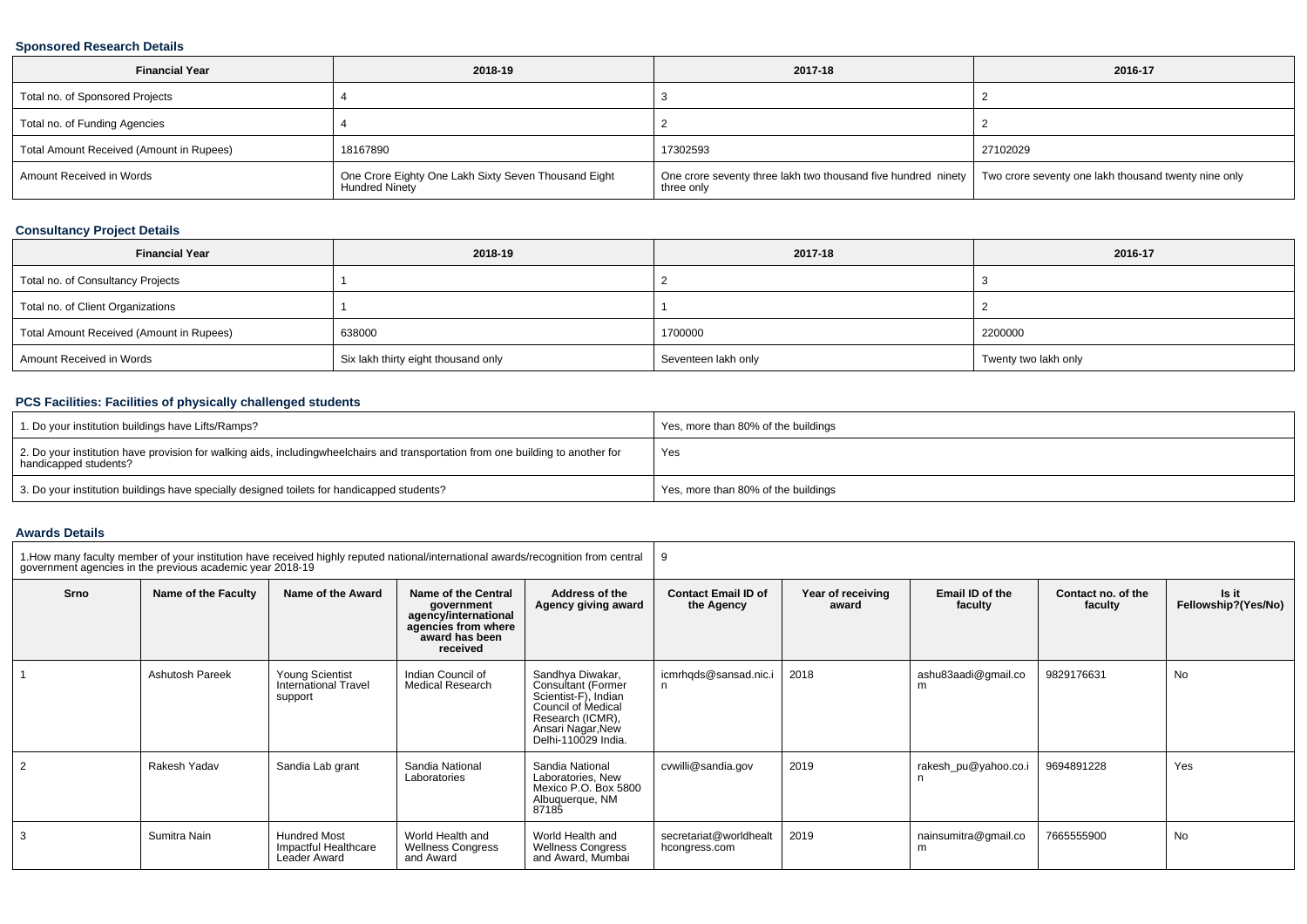### Sponsored Research Details

| Financial Year | 2018-19 | 2017-18 | 2016-17 |
|---|---|---|---|
| Total no. of Sponsored Projects | 4 | 3 | 2 |
| Total no. of Funding Agencies | 4 | 2 | 2 |
| Total Amount Received (Amount in Rupees) | 18167890 | 17302593 | 27102029 |
| Amount Received in Words | One Crore Eighty One Lakh Sixty Seven Thousand Eight Hundred Ninety | One crore seventy three lakh two thousand five hundred ninety three only | Two crore seventy one lakh thousand twenty nine only |

### Consultancy Project Details

| Financial Year | 2018-19 | 2017-18 | 2016-17 |
|---|---|---|---|
| Total no. of Consultancy Projects | 1 | 2 | 3 |
| Total no. of Client Organizations | 1 | 1 | 2 |
| Total Amount Received (Amount in Rupees) | 638000 | 1700000 | 2200000 |
| Amount Received in Words | Six lakh thirty eight thousand only | Seventeen lakh only | Twenty two lakh only |

### PCS Facilities: Facilities of physically challenged students

| | |
|---|---|
| 1. Do your institution buildings have Lifts/Ramps? | Yes, more than 80% of the buildings |
| 2. Do your institution have provision for walking aids, includingwheelchairs and transportation from one building to another for handicapped students? | Yes |
| 3. Do your institution buildings have specially designed toilets for handicapped students? | Yes, more than 80% of the buildings |

### Awards Details

| 1.How many faculty member of your institution have received highly reputed national/international awards/recognition from central government agencies in the previous academic year 2018-19 | | | | | 9 | | | | |
|---|---|---|---|---|---|---|---|---|---|
| Srno | Name of the Faculty | Name of the Award | Name of the Central government agency/international agencies from where award has been received | Address of the Agency giving award | Contact Email ID of the Agency | Year of receiving award | Email ID of the faculty | Contact no. of the faculty | Is it Fellowship?(Yes/No) |
| 1 | Ashutosh Pareek | Young Scientist International Travel support | Indian Council of Medical Research | Sandhya Diwakar, Consultant (Former Scientist-F), Indian Council of Medical Research (ICMR), Ansari Nagar,New Delhi-110029 India. | icmrhqds@sansad.nic.in | 2018 | ashu83aadi@gmail.com | 9829176631 | No |
| 2 | Rakesh Yadav | Sandia Lab grant | Sandia National Laboratories | Sandia National Laboratories, New Mexico P.O. Box 5800 Albuquerque, NM 87185 | cvwilli@sandia.gov | 2019 | rakesh_pu@yahoo.co.in | 9694891228 | Yes |
| 3 | Sumitra Nain | Hundred Most Impactful Healthcare Leader Award | World Health and Wellness Congress and Award | World Health and Wellness Congress and Award, Mumbai | secretariat@worldhealthcongress.com | 2019 | nainsumitra@gmail.com | 7665555900 | No |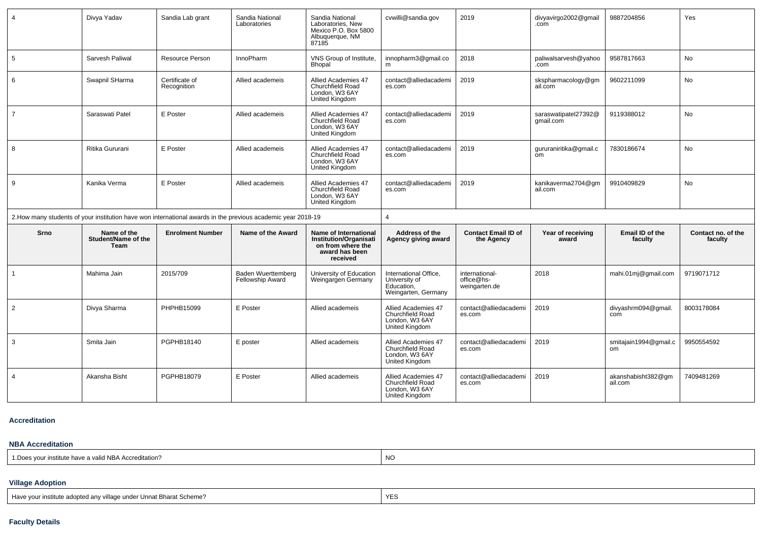| | | | | | | | | | |
|---|---|---|---|---|---|---|---|---|---|
| 4 | Divya Yadav | Sandia Lab grant | Sandia National Laboratories | Sandia National Laboratories, New Mexico P.O. Box 5800 Albuquerque, NM 87185 | cvwilli@sandia.gov | 2019 | divyavirgo2002@gmail.com | 9887204856 | Yes |
| 5 | Sarvesh Paliwal | Resource Person | InnoPharm | VNS Group of Institute, Bhopal | innopharm3@gmail.com | 2018 | paliwalsarvesh@yahoo.com | 9587817663 | No |
| 6 | Swapnil SHarma | Certificate of Recognition | Allied academeis | Allied Academies 47 Churchfield Road London, W3 6AY United Kingdom | contact@alliedacademies.com | 2019 | skspharmacology@gmail.com | 9602211099 | No |
| 7 | Saraswati Patel | E Poster | Allied academeis | Allied Academies 47 Churchfield Road London, W3 6AY United Kingdom | contact@alliedacademies.com | 2019 | saraswatipatel27392@gmail.com | 9119388012 | No |
| 8 | Ritika Gururani | E Poster | Allied academeis | Allied Academies 47 Churchfield Road London, W3 6AY United Kingdom | contact@alliedacademies.com | 2019 | gururaniritika@gmail.com | 7830186674 | No |
| 9 | Kanika Verma | E Poster | Allied academeis | Allied Academies 47 Churchfield Road London, W3 6AY United Kingdom | contact@alliedacademies.com | 2019 | kanikaverma2704@gmail.com | 9910409829 | No |

| 2.How many students of your institution have won international awards in the previous academic year 2018-19 | 4 |
|---|---|

| Srno | Name of the Student/Name of the Team | Enrolment Number | Name of the Award | Name of International Institution/Organisation from where the award has been received | Address of the Agency giving award | Contact Email ID of the Agency | Year of receiving award | Email ID of the faculty | Contact no. of the faculty |
|---|---|---|---|---|---|---|---|---|---|
| 1 | Mahima Jain | 2015/709 | Baden Wuerttemberg Fellowship Award | University of Education Weingargen Germany | International Office, University of Education, Weingarten, Germany | international-office@hs-weingarten.de | 2018 | mahi.01mj@gmail.com | 9719071712 |
| 2 | Divya Sharma | PHPHB15099 | E Poster | Allied academeis | Allied Academies 47 Churchfield Road London, W3 6AY United Kingdom | contact@alliedacademies.com | 2019 | divyashrm094@gmail.com | 8003178084 |
| 3 | Smita Jain | PGPHB18140 | E poster | Allied academeis | Allied Academies 47 Churchfield Road London, W3 6AY United Kingdom | contact@alliedacademies.com | 2019 | smitajain1994@gmail.com | 9950554592 |
| 4 | Akansha Bisht | PGPHB18079 | E Poster | Allied academeis | Allied Academies 47 Churchfield Road London, W3 6AY United Kingdom | contact@alliedacademies.com | 2019 | akanshabisht382@gmail.com | 7409481269 |

### Accreditation

#### NBA Accreditation

| 1.Does your institute have a valid NBA Accreditation? | NO |
|---|---|

#### Village Adoption

| Have your institute adopted any village under Unnat Bharat Scheme? | YES |
|---|---|

### Faculty Details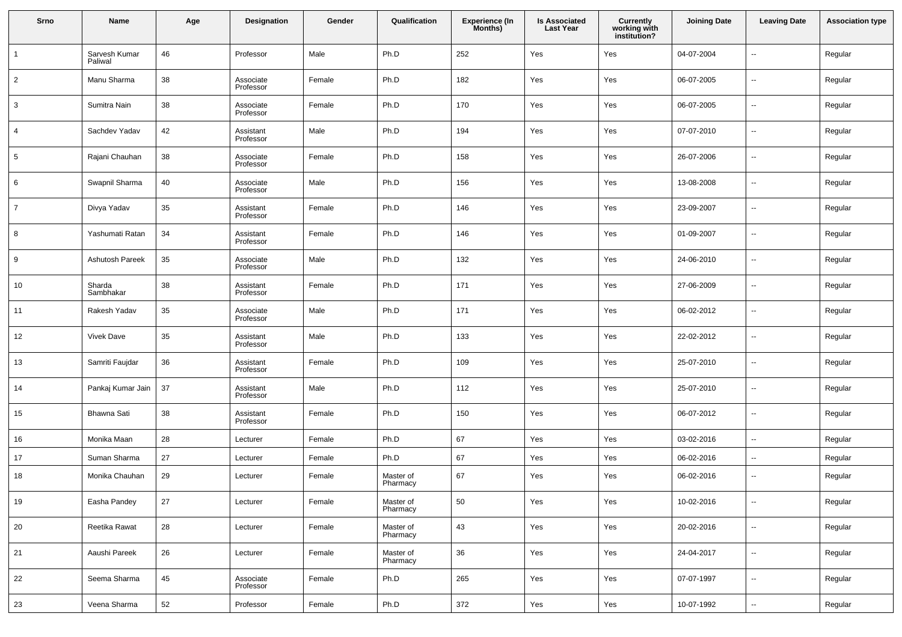| Srno | Name | Age | Designation | Gender | Qualification | Experience (In Months) | Is Associated Last Year | Currently working with institution? | Joining Date | Leaving Date | Association type |
|---|---|---|---|---|---|---|---|---|---|---|---|
| 1 | Sarvesh Kumar Paliwal | 46 | Professor | Male | Ph.D | 252 | Yes | Yes | 04-07-2004 | -- | Regular |
| 2 | Manu Sharma | 38 | Associate Professor | Female | Ph.D | 182 | Yes | Yes | 06-07-2005 | -- | Regular |
| 3 | Sumitra Nain | 38 | Associate Professor | Female | Ph.D | 170 | Yes | Yes | 06-07-2005 | -- | Regular |
| 4 | Sachdev Yadav | 42 | Assistant Professor | Male | Ph.D | 194 | Yes | Yes | 07-07-2010 | -- | Regular |
| 5 | Rajani Chauhan | 38 | Associate Professor | Female | Ph.D | 158 | Yes | Yes | 26-07-2006 | -- | Regular |
| 6 | Swapnil Sharma | 40 | Associate Professor | Male | Ph.D | 156 | Yes | Yes | 13-08-2008 | -- | Regular |
| 7 | Divya Yadav | 35 | Assistant Professor | Female | Ph.D | 146 | Yes | Yes | 23-09-2007 | -- | Regular |
| 8 | Yashumati Ratan | 34 | Assistant Professor | Female | Ph.D | 146 | Yes | Yes | 01-09-2007 | -- | Regular |
| 9 | Ashutosh Pareek | 35 | Associate Professor | Male | Ph.D | 132 | Yes | Yes | 24-06-2010 | -- | Regular |
| 10 | Sharda Sambhakar | 38 | Assistant Professor | Female | Ph.D | 171 | Yes | Yes | 27-06-2009 | -- | Regular |
| 11 | Rakesh Yadav | 35 | Associate Professor | Male | Ph.D | 171 | Yes | Yes | 06-02-2012 | -- | Regular |
| 12 | Vivek Dave | 35 | Assistant Professor | Male | Ph.D | 133 | Yes | Yes | 22-02-2012 | -- | Regular |
| 13 | Samriti Faujdar | 36 | Assistant Professor | Female | Ph.D | 109 | Yes | Yes | 25-07-2010 | -- | Regular |
| 14 | Pankaj Kumar Jain | 37 | Assistant Professor | Male | Ph.D | 112 | Yes | Yes | 25-07-2010 | -- | Regular |
| 15 | Bhawna Sati | 38 | Assistant Professor | Female | Ph.D | 150 | Yes | Yes | 06-07-2012 | -- | Regular |
| 16 | Monika Maan | 28 | Lecturer | Female | Ph.D | 67 | Yes | Yes | 03-02-2016 | -- | Regular |
| 17 | Suman Sharma | 27 | Lecturer | Female | Ph.D | 67 | Yes | Yes | 06-02-2016 | -- | Regular |
| 18 | Monika Chauhan | 29 | Lecturer | Female | Master of Pharmacy | 67 | Yes | Yes | 06-02-2016 | -- | Regular |
| 19 | Easha Pandey | 27 | Lecturer | Female | Master of Pharmacy | 50 | Yes | Yes | 10-02-2016 | -- | Regular |
| 20 | Reetika Rawat | 28 | Lecturer | Female | Master of Pharmacy | 43 | Yes | Yes | 20-02-2016 | -- | Regular |
| 21 | Aaushi Pareek | 26 | Lecturer | Female | Master of Pharmacy | 36 | Yes | Yes | 24-04-2017 | -- | Regular |
| 22 | Seema Sharma | 45 | Associate Professor | Female | Ph.D | 265 | Yes | Yes | 07-07-1997 | -- | Regular |
| 23 | Veena Sharma | 52 | Professor | Female | Ph.D | 372 | Yes | Yes | 10-07-1992 | -- | Regular |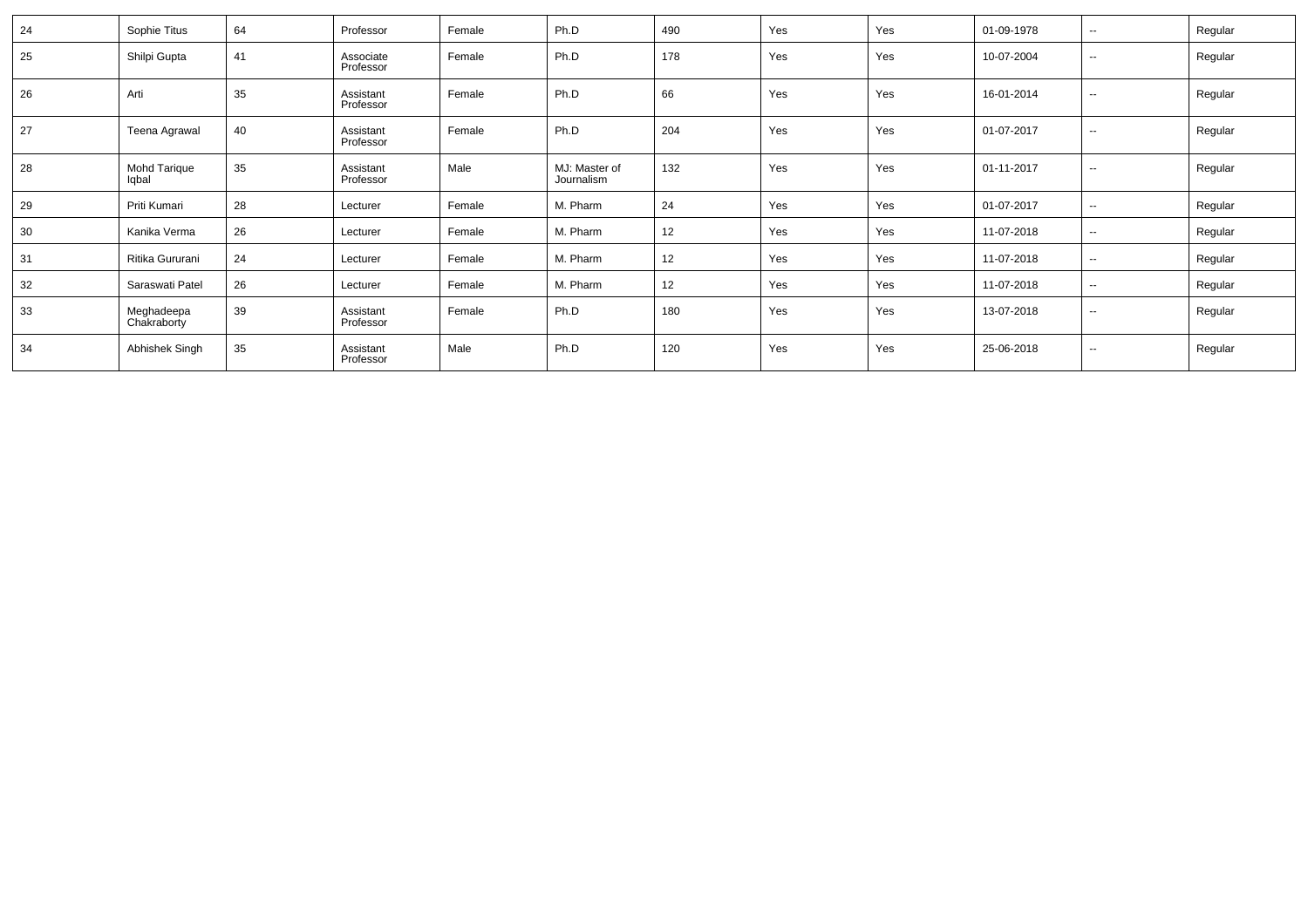| | | | | | | | | | | | |
|---|---|---|---|---|---|---|---|---|---|---|---|
| 24 | Sophie Titus | 64 | Professor | Female | Ph.D | 490 | Yes | Yes | 01-09-1978 | -- | Regular |
| 25 | Shilpi Gupta | 41 | Associate Professor | Female | Ph.D | 178 | Yes | Yes | 10-07-2004 | -- | Regular |
| 26 | Arti | 35 | Assistant Professor | Female | Ph.D | 66 | Yes | Yes | 16-01-2014 | -- | Regular |
| 27 | Teena Agrawal | 40 | Assistant Professor | Female | Ph.D | 204 | Yes | Yes | 01-07-2017 | -- | Regular |
| 28 | Mohd Tarique Iqbal | 35 | Assistant Professor | Male | MJ: Master of Journalism | 132 | Yes | Yes | 01-11-2017 | -- | Regular |
| 29 | Priti Kumari | 28 | Lecturer | Female | M. Pharm | 24 | Yes | Yes | 01-07-2017 | -- | Regular |
| 30 | Kanika Verma | 26 | Lecturer | Female | M. Pharm | 12 | Yes | Yes | 11-07-2018 | -- | Regular |
| 31 | Ritika Gururani | 24 | Lecturer | Female | M. Pharm | 12 | Yes | Yes | 11-07-2018 | -- | Regular |
| 32 | Saraswati Patel | 26 | Lecturer | Female | M. Pharm | 12 | Yes | Yes | 11-07-2018 | -- | Regular |
| 33 | Meghadeepa Chakraborty | 39 | Assistant Professor | Female | Ph.D | 180 | Yes | Yes | 13-07-2018 | -- | Regular |
| 34 | Abhishek Singh | 35 | Assistant Professor | Male | Ph.D | 120 | Yes | Yes | 25-06-2018 | -- | Regular |